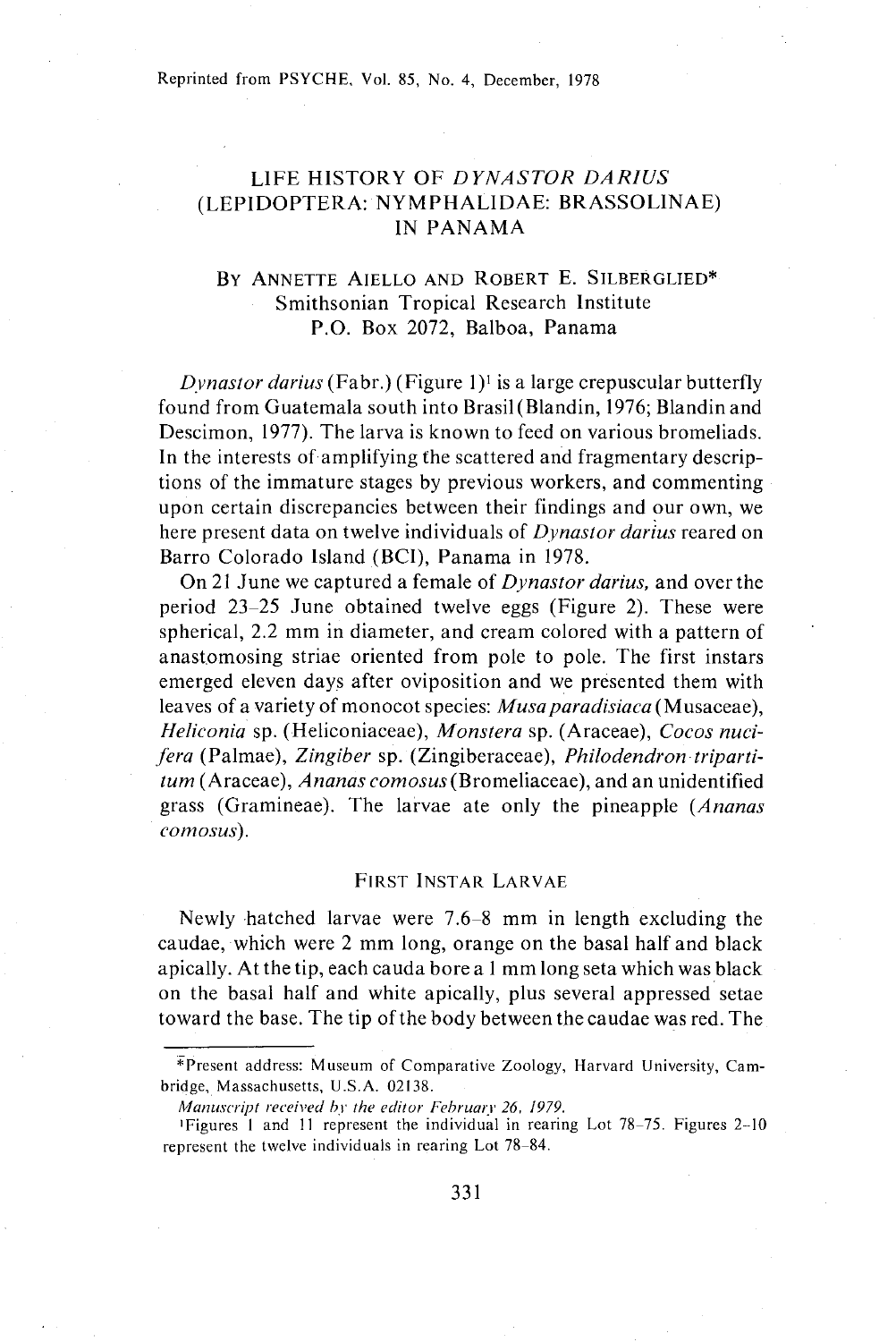Reprinted from PSYCHE, Vol. 85, No. 4, December, 1978

# LIFE HISTORY OF *DYNASTOR DARIUS* (LEPIDOPTERA: NYMPHALIDAE: BRASSOLINAE) IN PANAMA

By Annette Aiello and Robert E. Silberglied*
Smithsonian Tropical Research Institute
P.O. Box 2072, Balboa, Panama

*Dynastor darius* (Fabr.) (Figure 1)[1] is a large crepuscular butterfly found from Guatemala south into Brasil (Blandin, 1976; Blandin and Descimon, 1977). The larva is known to feed on various bromeliads. In the interests of amplifying the scattered and fragmentary descriptions of the immature stages by previous workers, and commenting upon certain discrepancies between their findings and our own, we here present data on twelve individuals of *Dynastor darius* reared on Barro Colorado Island (BCI), Panama in 1978.

On 21 June we captured a female of *Dynastor darius*, and over the period 23–25 June obtained twelve eggs (Figure 2). These were spherical, 2.2 mm in diameter, and cream colored with a pattern of anastomosing striae oriented from pole to pole. The first instars emerged eleven days after oviposition and we presented them with leaves of a variety of monocot species: *Musa paradisiaca* (Musaceae), *Heliconia* sp. (Heliconiaceae), *Monstera* sp. (Araceae), *Cocos nucifera* (Palmae), *Zingiber* sp. (Zingiberaceae), *Philodendron tripartitum* (Araceae), *Ananas comosus* (Bromeliaceae), and an unidentified grass (Gramineae). The larvae ate only the pineapple (*Ananas comosus*).

## First Instar Larvae

Newly hatched larvae were 7.6–8 mm in length excluding the caudae, which were 2 mm long, orange on the basal half and black apically. At the tip, each cauda bore a 1 mm long seta which was black on the basal half and white apically, plus several appressed setae toward the base. The tip of the body between the caudae was red. The

---

*Present address: Museum of Comparative Zoology, Harvard University, Cambridge, Massachusetts, U.S.A. 02138.

*Manuscript received by the editor February 26, 1979.*

[1]Figures 1 and 11 represent the individual in rearing Lot 78–75. Figures 2–10 represent the twelve individuals in rearing Lot 78–84.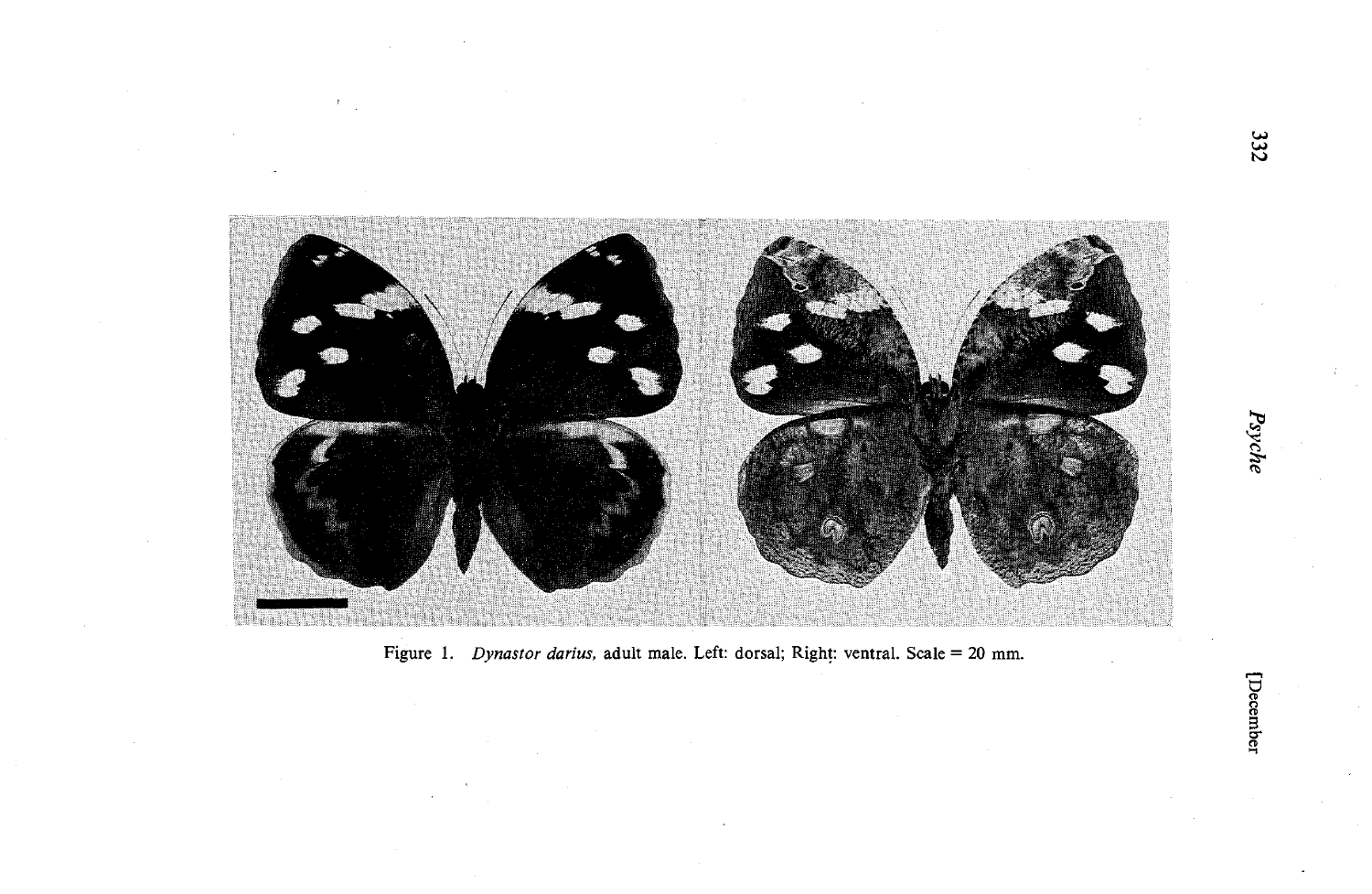Figure 1. *Dynastor darius*, adult male. Left: dorsal; Right: ventral. Scale = 20 mm.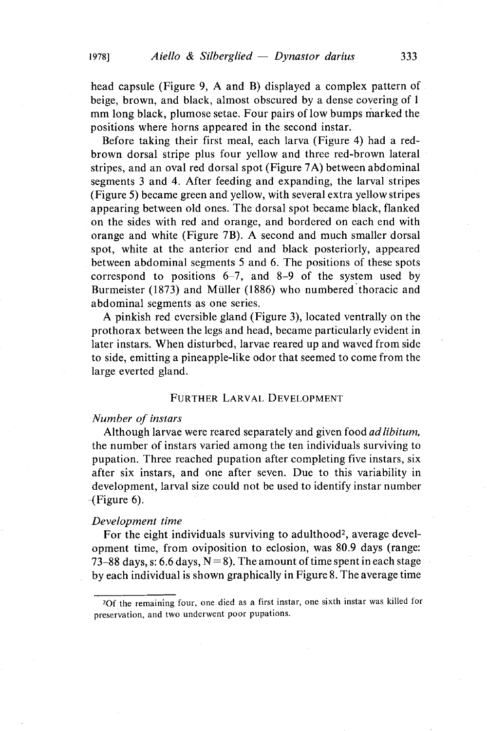head capsule (Figure 9, A and B) displayed a complex pattern of beige, brown, and black, almost obscured by a dense covering of 1 mm long black, plumose setae. Four pairs of low bumps marked the positions where horns appeared in the second instar.

Before taking their first meal, each larva (Figure 4) had a red-brown dorsal stripe plus four yellow and three red-brown lateral stripes, and an oval red dorsal spot (Figure 7A) between abdominal segments 3 and 4. After feeding and expanding, the larval stripes (Figure 5) became green and yellow, with several extra yellow stripes appearing between old ones. The dorsal spot became black, flanked on the sides with red and orange, and bordered on each end with orange and white (Figure 7B). A second and much smaller dorsal spot, white at the anterior end and black posteriorly, appeared between abdominal segments 5 and 6. The positions of these spots correspond to positions 6–7, and 8–9 of the system used by Burmeister (1873) and Müller (1886) who numbered thoracic and abdominal segments as one series.

A pinkish red eversible gland (Figure 3), located ventrally on the prothorax between the legs and head, became particularly evident in later instars. When disturbed, larvae reared up and waved from side to side, emitting a pineapple-like odor that seemed to come from the large everted gland.

## Further Larval Development

### *Number of instars*

Although larvae were reared separately and given food *ad libitum*, the number of instars varied among the ten individuals surviving to pupation. Three reached pupation after completing five instars, six after six instars, and one after seven. Due to this variability in development, larval size could not be used to identify instar number (Figure 6).

### *Development time*

For the eight individuals surviving to adulthood[2], average development time, from oviposition to eclosion, was 80.9 days (range: 73–88 days, s: 6.6 days, N = 8). The amount of time spent in each stage by each individual is shown graphically in Figure 8. The average time

[2]Of the remaining four, one died as a first instar, one sixth instar was killed for preservation, and two underwent poor pupations.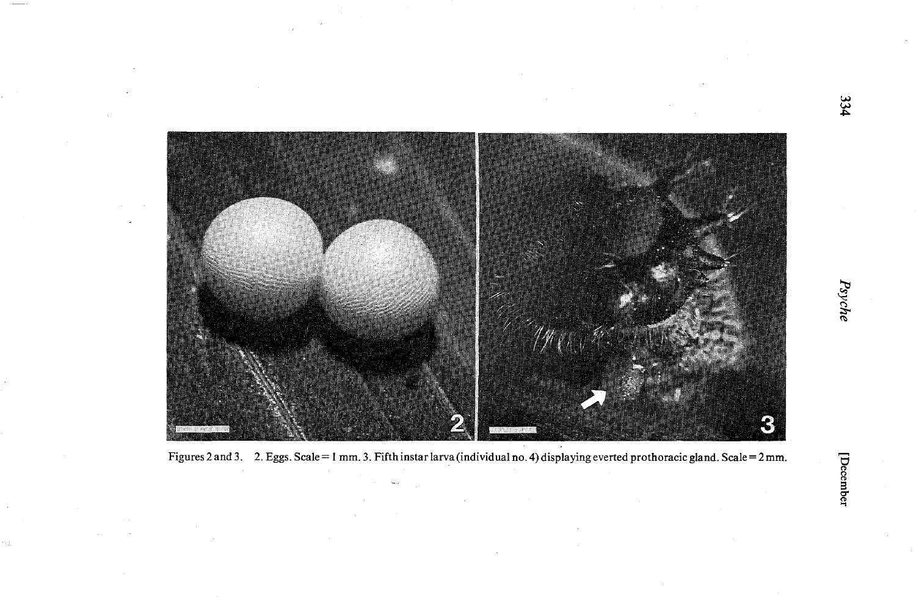Figures 2 and 3. 2. Eggs. Scale = 1 mm. 3. Fifth instar larva (individual no. 4) displaying everted prothoracic gland. Scale = 2 mm.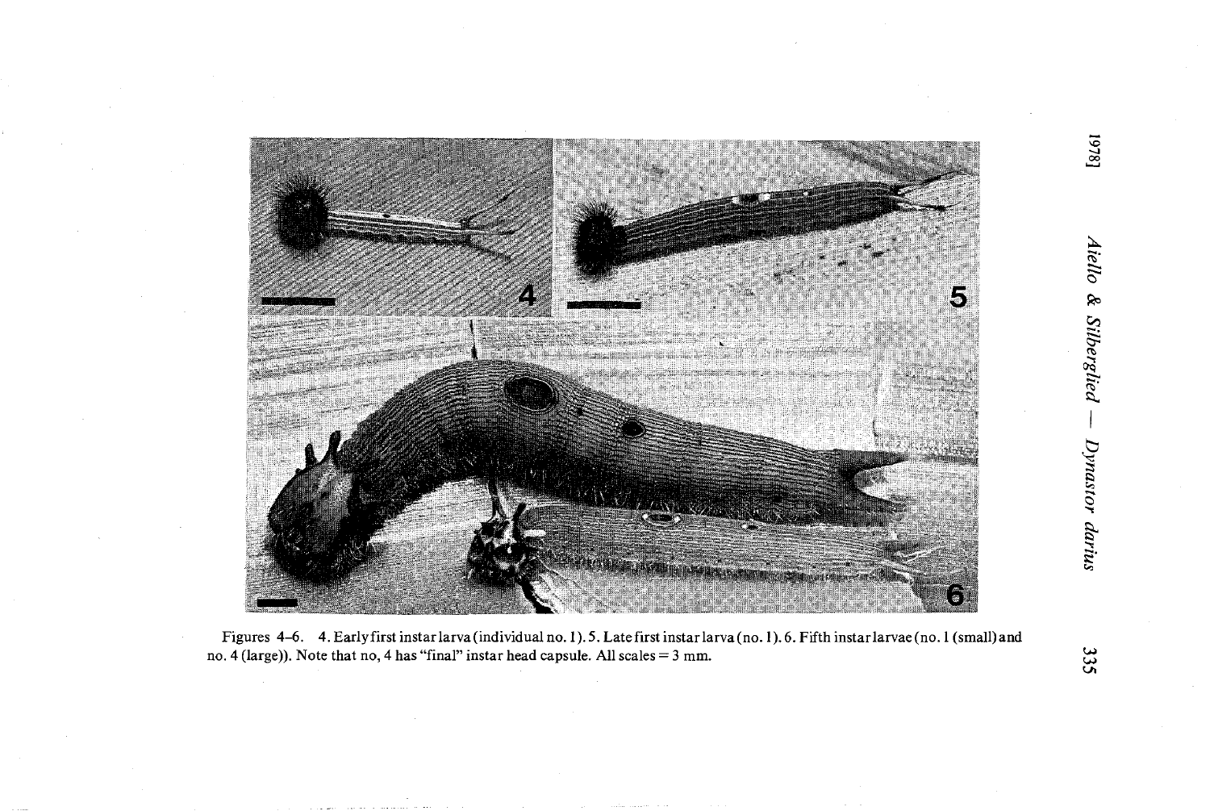Figures 4–6. 4. Early first instar larva (individual no. 1). 5. Late first instar larva (no. 1). 6. Fifth instar larvae (no. 1 (small) and no. 4 (large)). Note that no, 4 has "final" instar head capsule. All scales = 3 mm.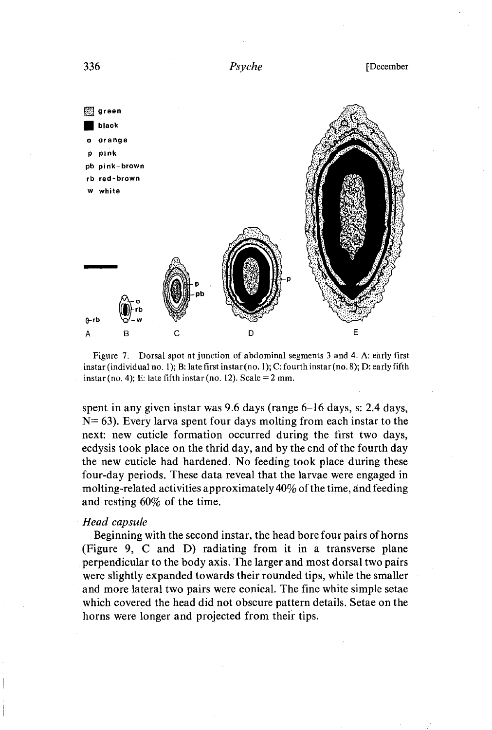green
black
o orange
p pink
pb pink-brown
rb red-brown
w white

A B C D E

Figure 7. Dorsal spot at junction of abdominal segments 3 and 4. A: early first instar (individual no. 1); B: late first instar (no. 1); C: fourth instar (no. 8); D: early fifth instar (no. 4); E: late fifth instar (no. 12). Scale = 2 mm.

spent in any given instar was 9.6 days (range 6–16 days, s: 2.4 days, N= 63). Every larva spent four days molting from each instar to the next: new cuticle formation occurred during the first two days, ecdysis took place on the thrid day, and by the end of the fourth day the new cuticle had hardened. No feeding took place during these four-day periods. These data reveal that the larvae were engaged in molting-related activities approximately 40% of the time, and feeding and resting 60% of the time.

### *Head capsule*

Beginning with the second instar, the head bore four pairs of horns (Figure 9, C and D) radiating from it in a transverse plane perpendicular to the body axis. The larger and most dorsal two pairs were slightly expanded towards their rounded tips, while the smaller and more lateral two pairs were conical. The fine white simple setae which covered the head did not obscure pattern details. Setae on the horns were longer and projected from their tips.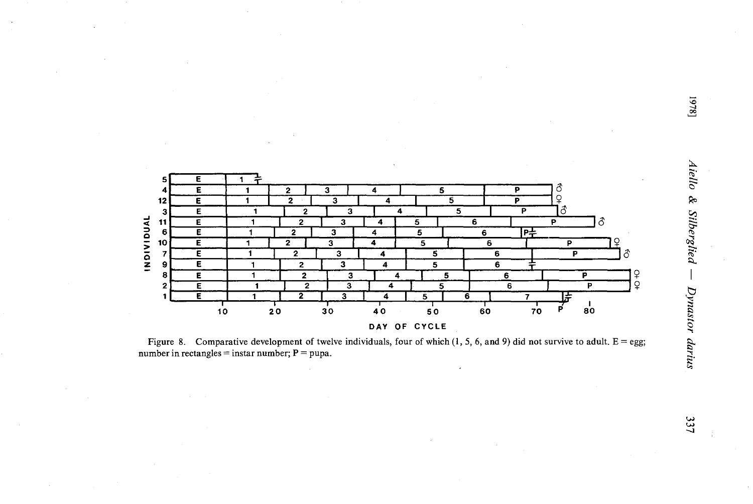INDIVIDUAL

5 E 1

4 E 1 2 3 4 5 P ♂

12 E 1 2 3 4 5 P ♀

3 E 1 2 3 4 5 P ♂

11 E 1 2 3 4 5 6 P ♂

6 E 1 2 3 4 5 6 P

10 E 1 2 3 4 5 6 P ♀

7 E 1 2 3 4 5 6 P ♂

9 E 1 2 3 4 5 6

8 E 1 2 3 4 5 6 P ♀

2 E 1 2 3 4 5 6 P ♀

1 E 1 2 3 4 5 6 7

10 20 30 40 50 60 70 P 80

DAY OF CYCLE

Figure 8. Comparative development of twelve individuals, four of which (1, 5, 6, and 9) did not survive to adult. E = egg; number in rectangles = instar number; P = pupa.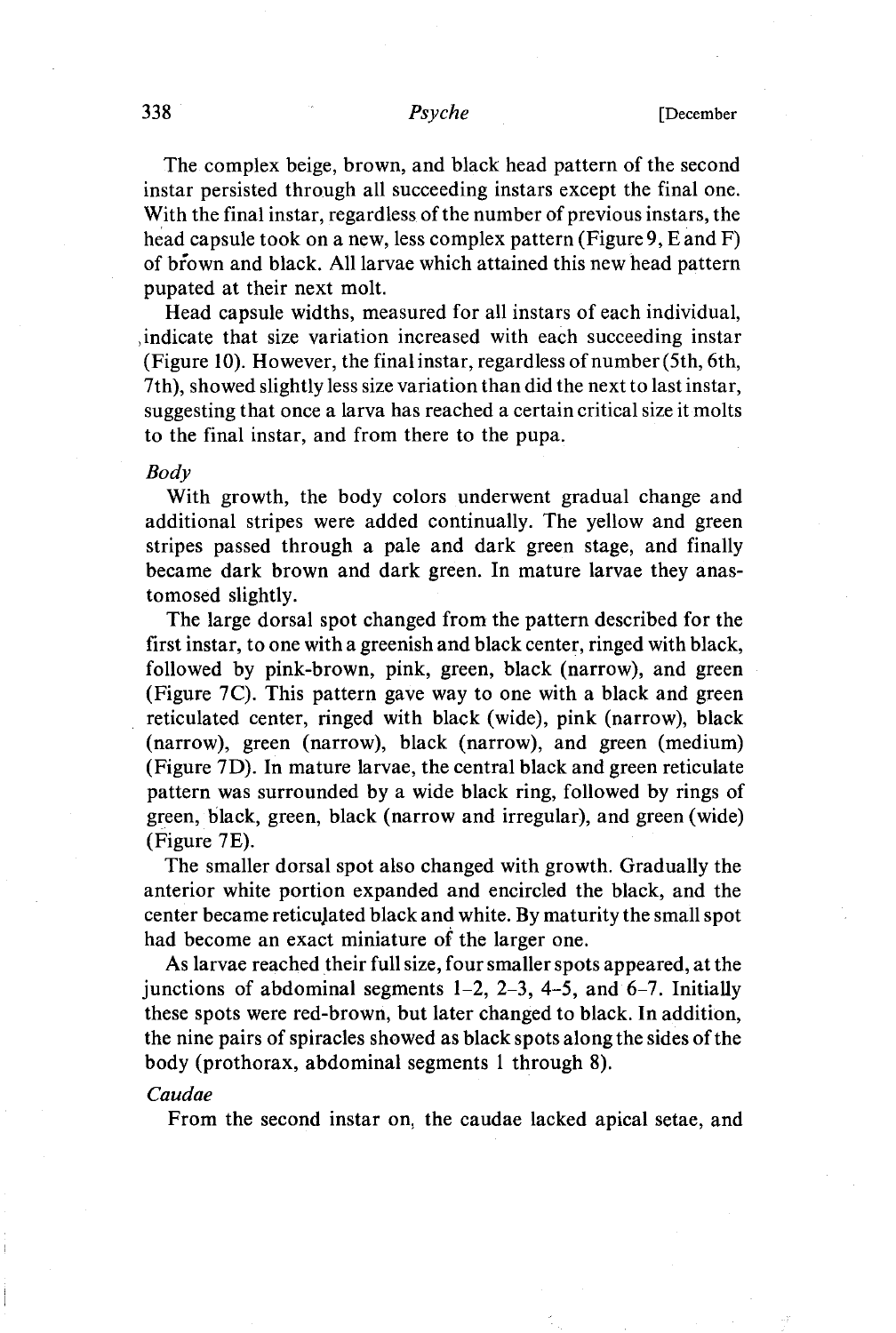The complex beige, brown, and black head pattern of the second instar persisted through all succeeding instars except the final one. With the final instar, regardless of the number of previous instars, the head capsule took on a new, less complex pattern (Figure 9, E and F) of brown and black. All larvae which attained this new head pattern pupated at their next molt.

Head capsule widths, measured for all instars of each individual, indicate that size variation increased with each succeeding instar (Figure 10). However, the final instar, regardless of number (5th, 6th, 7th), showed slightly less size variation than did the next to last instar, suggesting that once a larva has reached a certain critical size it molts to the final instar, and from there to the pupa.

*Body*

With growth, the body colors underwent gradual change and additional stripes were added continually. The yellow and green stripes passed through a pale and dark green stage, and finally became dark brown and dark green. In mature larvae they anastomosed slightly.

The large dorsal spot changed from the pattern described for the first instar, to one with a greenish and black center, ringed with black, followed by pink-brown, pink, green, black (narrow), and green (Figure 7C). This pattern gave way to one with a black and green reticulated center, ringed with black (wide), pink (narrow), black (narrow), green (narrow), black (narrow), and green (medium) (Figure 7D). In mature larvae, the central black and green reticulate pattern was surrounded by a wide black ring, followed by rings of green, black, green, black (narrow and irregular), and green (wide) (Figure 7E).

The smaller dorsal spot also changed with growth. Gradually the anterior white portion expanded and encircled the black, and the center became reticulated black and white. By maturity the small spot had become an exact miniature of the larger one.

As larvae reached their full size, four smaller spots appeared, at the junctions of abdominal segments 1–2, 2–3, 4–5, and 6–7. Initially these spots were red-brown, but later changed to black. In addition, the nine pairs of spiracles showed as black spots along the sides of the body (prothorax, abdominal segments 1 through 8).

*Caudae*

From the second instar on, the caudae lacked apical setae, and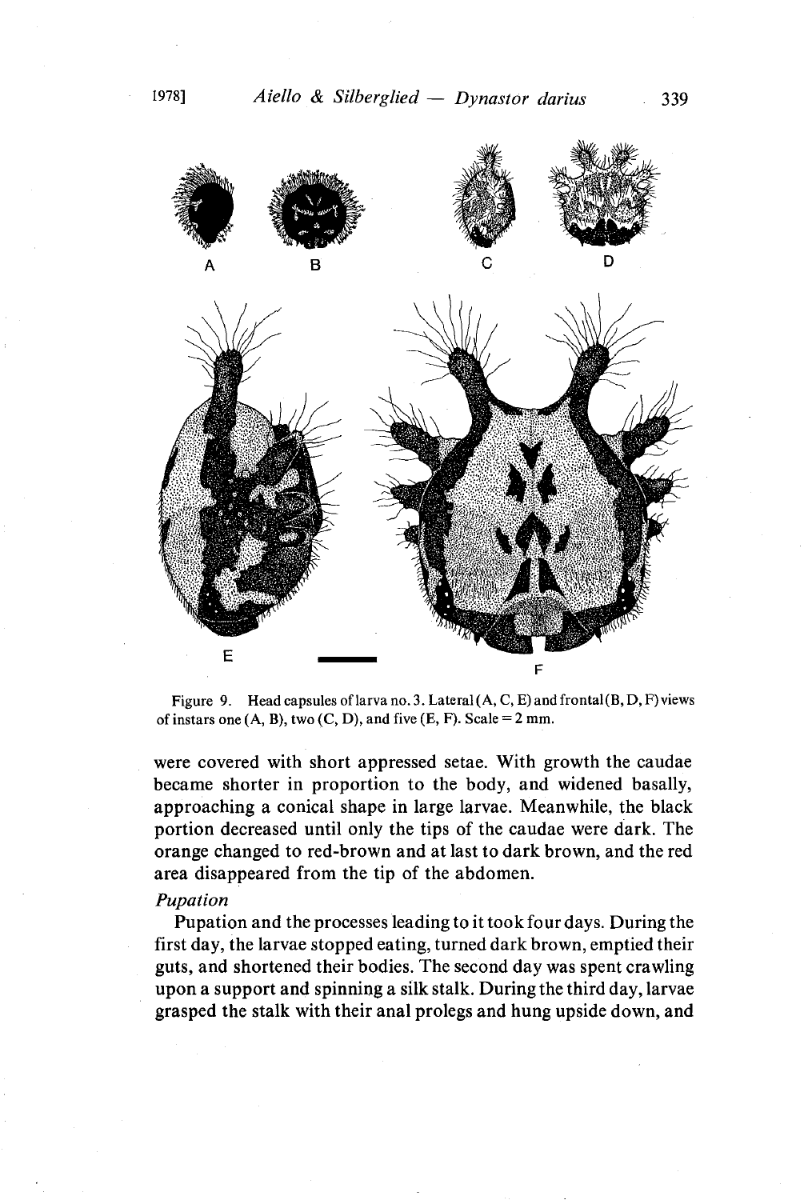A B C D

E F

Figure 9. Head capsules of larva no. 3. Lateral (A, C, E) and frontal (B, D, F) views of instars one (A, B), two (C, D), and five (E, F). Scale = 2 mm.

were covered with short appressed setae. With growth the caudae became shorter in proportion to the body, and widened basally, approaching a conical shape in large larvae. Meanwhile, the black portion decreased until only the tips of the caudae were dark. The orange changed to red-brown and at last to dark brown, and the red area disappeared from the tip of the abdomen.

*Pupation*

Pupation and the processes leading to it took four days. During the first day, the larvae stopped eating, turned dark brown, emptied their guts, and shortened their bodies. The second day was spent crawling upon a support and spinning a silk stalk. During the third day, larvae grasped the stalk with their anal prolegs and hung upside down, and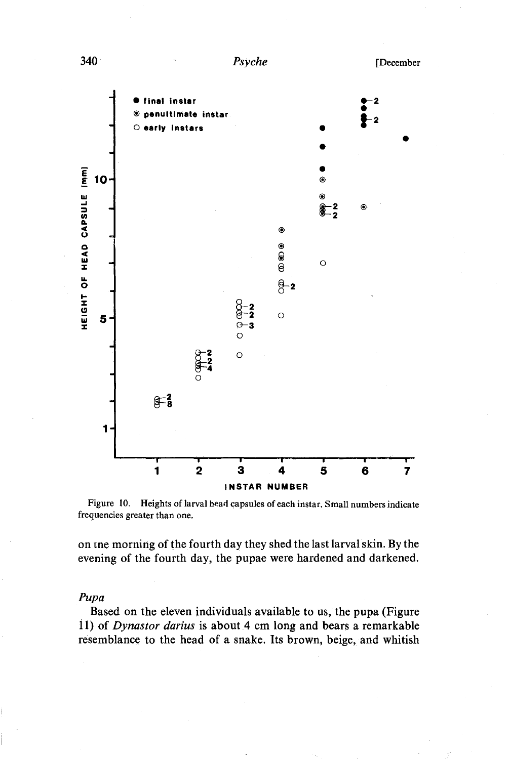● final instar
◉ penultimate instar
○ early instars

HEIGHT OF HEAD CAPSULE (mm)

10
5
1

1 2 3 4 5 6 7

INSTAR NUMBER

2
8
2
2
4
2
2
3
2
2
2
2
2

Figure 10. Heights of larval head capsules of each instar. Small numbers indicate frequencies greater than one.

on tne morning of the fourth day they shed the last larval skin. By the evening of the fourth day, the pupae were hardened and darkened.

*Pupa*

Based on the eleven individuals available to us, the pupa (Figure 11) of *Dynastor darius* is about 4 cm long and bears a remarkable resemblance to the head of a snake. Its brown, beige, and whitish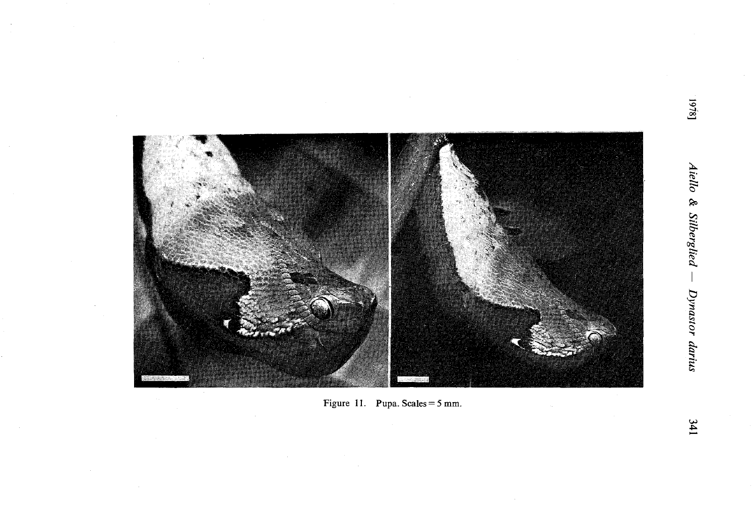Figure 11. Pupa. Scales = 5 mm.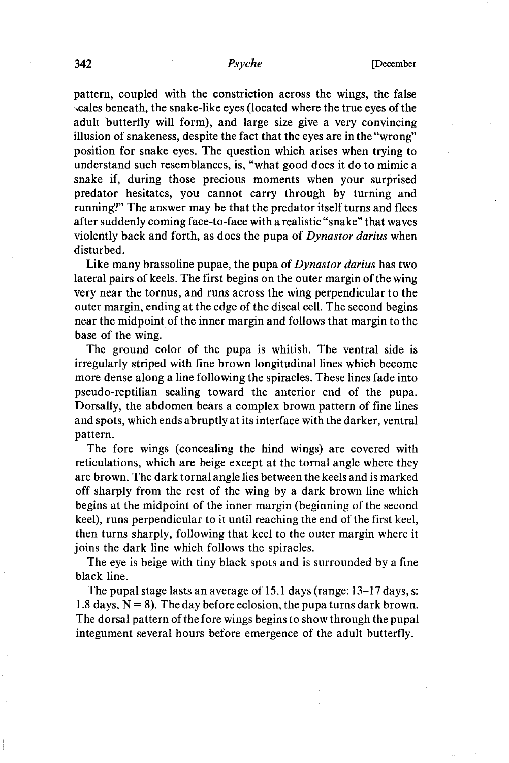pattern, coupled with the constriction across the wings, the false scales beneath, the snake-like eyes (located where the true eyes of the adult butterfly will form), and large size give a very convincing illusion of snakeness, despite the fact that the eyes are in the "wrong" position for snake eyes. The question which arises when trying to understand such resemblances, is, "what good does it do to mimic a snake if, during those precious moments when your surprised predator hesitates, you cannot carry through by turning and running?" The answer may be that the predator itself turns and flees after suddenly coming face-to-face with a realistic "snake" that waves violently back and forth, as does the pupa of *Dynastor darius* when disturbed.

Like many brassoline pupae, the pupa of *Dynastor darius* has two lateral pairs of keels. The first begins on the outer margin of the wing very near the tornus, and runs across the wing perpendicular to the outer margin, ending at the edge of the discal cell. The second begins near the midpoint of the inner margin and follows that margin to the base of the wing.

The ground color of the pupa is whitish. The ventral side is irregularly striped with fine brown longitudinal lines which become more dense along a line following the spiracles. These lines fade into pseudo-reptilian scaling toward the anterior end of the pupa. Dorsally, the abdomen bears a complex brown pattern of fine lines and spots, which ends abruptly at its interface with the darker, ventral pattern.

The fore wings (concealing the hind wings) are covered with reticulations, which are beige except at the tornal angle where they are brown. The dark tornal angle lies between the keels and is marked off sharply from the rest of the wing by a dark brown line which begins at the midpoint of the inner margin (beginning of the second keel), runs perpendicular to it until reaching the end of the first keel, then turns sharply, following that keel to the outer margin where it joins the dark line which follows the spiracles.

The eye is beige with tiny black spots and is surrounded by a fine black line.

The pupal stage lasts an average of 15.1 days (range: 13–17 days, s: 1.8 days, $N = 8$). The day before eclosion, the pupa turns dark brown. The dorsal pattern of the fore wings begins to show through the pupal integument several hours before emergence of the adult butterfly.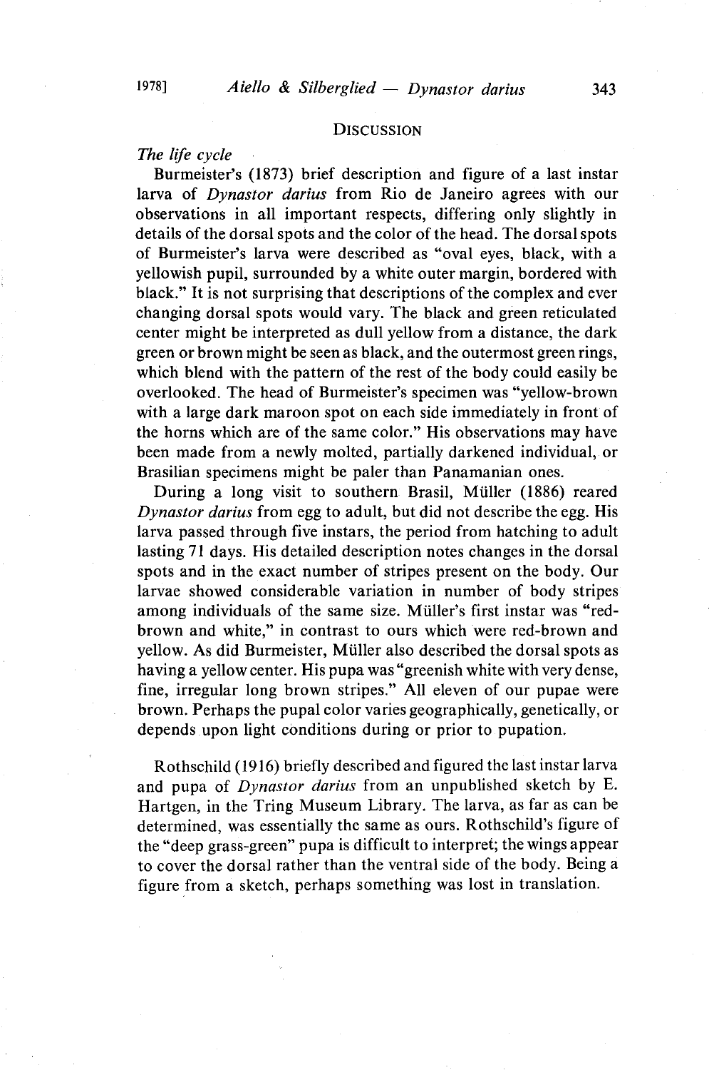## Discussion

*The life cycle*

Burmeister's (1873) brief description and figure of a last instar larva of *Dynastor darius* from Rio de Janeiro agrees with our observations in all important respects, differing only slightly in details of the dorsal spots and the color of the head. The dorsal spots of Burmeister's larva were described as "oval eyes, black, with a yellowish pupil, surrounded by a white outer margin, bordered with black." It is not surprising that descriptions of the complex and ever changing dorsal spots would vary. The black and green reticulated center might be interpreted as dull yellow from a distance, the dark green or brown might be seen as black, and the outermost green rings, which blend with the pattern of the rest of the body could easily be overlooked. The head of Burmeister's specimen was "yellow-brown with a large dark maroon spot on each side immediately in front of the horns which are of the same color." His observations may have been made from a newly molted, partially darkened individual, or Brasilian specimens might be paler than Panamanian ones.

During a long visit to southern Brasil, Müller (1886) reared *Dynastor darius* from egg to adult, but did not describe the egg. His larva passed through five instars, the period from hatching to adult lasting 71 days. His detailed description notes changes in the dorsal spots and in the exact number of stripes present on the body. Our larvae showed considerable variation in number of body stripes among individuals of the same size. Müller's first instar was "red-brown and white," in contrast to ours which were red-brown and yellow. As did Burmeister, Müller also described the dorsal spots as having a yellow center. His pupa was "greenish white with very dense, fine, irregular long brown stripes." All eleven of our pupae were brown. Perhaps the pupal color varies geographically, genetically, or depends upon light conditions during or prior to pupation.

Rothschild (1916) briefly described and figured the last instar larva and pupa of *Dynastor darius* from an unpublished sketch by E. Hartgen, in the Tring Museum Library. The larva, as far as can be determined, was essentially the same as ours. Rothschild's figure of the "deep grass-green" pupa is difficult to interpret; the wings appear to cover the dorsal rather than the ventral side of the body. Being a figure from a sketch, perhaps something was lost in translation.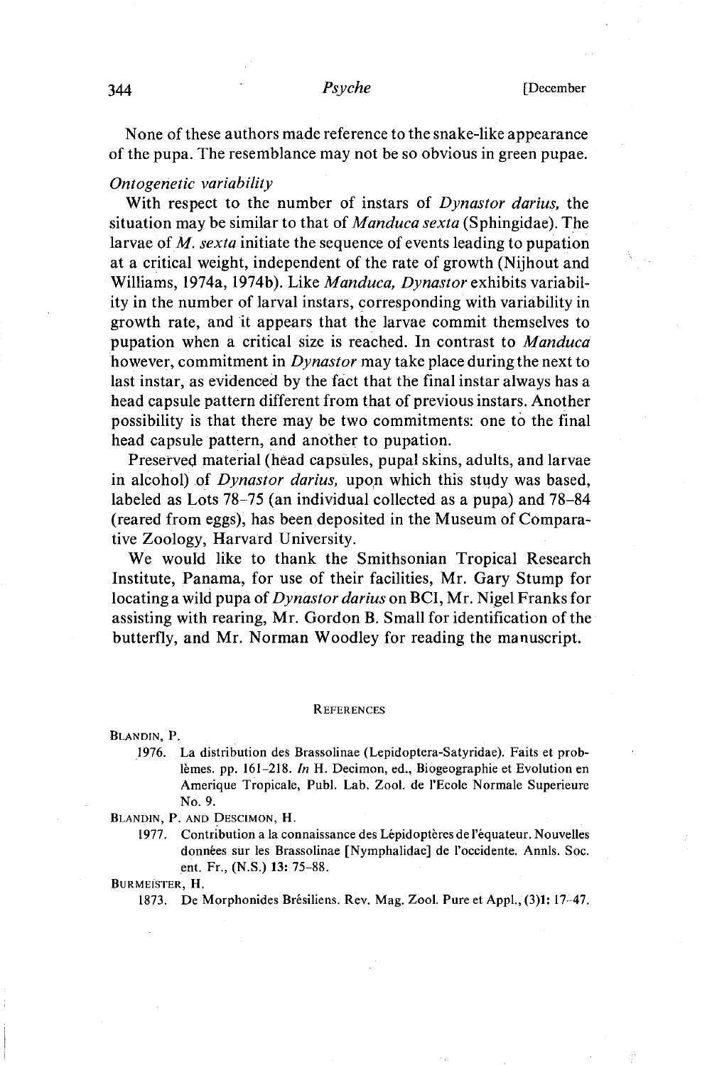None of these authors made reference to the snake-like appearance of the pupa. The resemblance may not be so obvious in green pupae.

*Ontogenetic variability*

With respect to the number of instars of *Dynastor darius*, the situation may be similar to that of *Manduca sexta* (Sphingidae). The larvae of *M. sexta* initiate the sequence of events leading to pupation at a critical weight, independent of the rate of growth (Nijhout and Williams, 1974a, 1974b). Like *Manduca, Dynastor* exhibits variability in the number of larval instars, corresponding with variability in growth rate, and it appears that the larvae commit themselves to pupation when a critical size is reached. In contrast to *Manduca* however, commitment in *Dynastor* may take place during the next to last instar, as evidenced by the fact that the final instar always has a head capsule pattern different from that of previous instars. Another possibility is that there may be two commitments: one to the final head capsule pattern, and another to pupation.

Preserved material (head capsules, pupal skins, adults, and larvae in alcohol) of *Dynastor darius*, upon which this study was based, labeled as Lots 78–75 (an individual collected as a pupa) and 78–84 (reared from eggs), has been deposited in the Museum of Comparative Zoology, Harvard University.

We would like to thank the Smithsonian Tropical Research Institute, Panama, for use of their facilities, Mr. Gary Stump for locating a wild pupa of *Dynastor darius* on BCI, Mr. Nigel Franks for assisting with rearing, Mr. Gordon B. Small for identification of the butterfly, and Mr. Norman Woodley for reading the manuscript.

## References

BLANDIN, P.

1976. La distribution des Brassolinae (Lepidoptera-Satyridae). Faits et problèmes. pp. 161–218. *In* H. Decimon, ed., Biogeographie et Evolution en Amerique Tropicale, Publ. Lab. Zool. de l'Ecole Normale Superieure No. 9.

BLANDIN, P. AND DESCIMON, H.

1977. Contribution a la connaissance des Lépidoptères de l'équateur. Nouvelles données sur les Brassolinae [Nymphalidae] de l'occidente. Annls. Soc. ent. Fr., (N.S.) **13**: 75–88.

BURMEISTER, H.

1873. De Morphonides Brésiliens. Rev. Mag. Zool. Pure et Appl., (3)**1**: 17–47.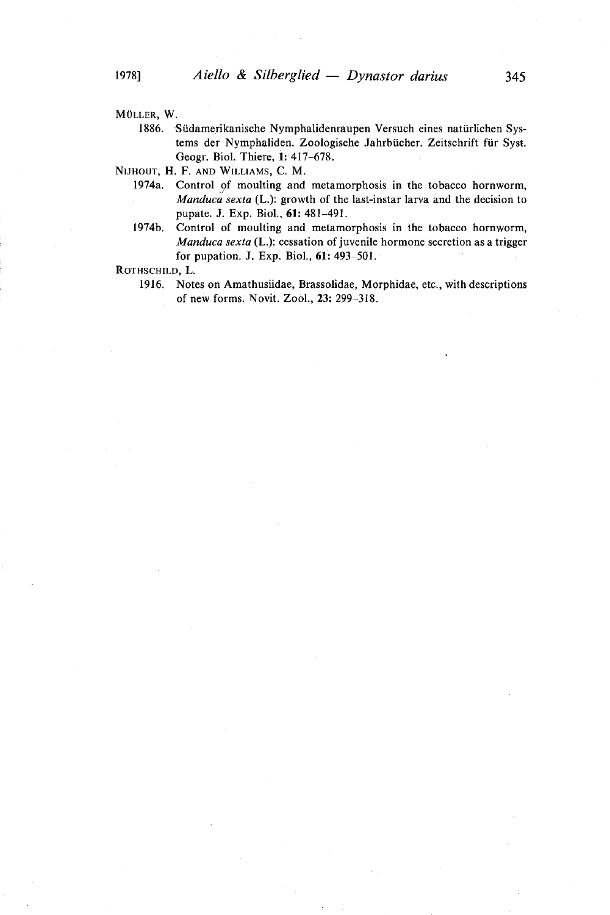MÜLLER, W.

1886. Südamerikanische Nymphalidenraupen Versuch eines natürlichen Systems der Nymphaliden. Zoologische Jahrbücher. Zeitschrift für Syst. Geogr. Biol. Thiere, **1:** 417–678.

NIJHOUT, H. F. AND WILLIAMS, C. M.

1974a. Control of moulting and metamorphosis in the tobacco hornworm, *Manduca sexta* (L.): growth of the last-instar larva and the decision to pupate. J. Exp. Biol., **61:** 481–491.

1974b. Control of moulting and metamorphosis in the tobacco hornworm, *Manduca sexta* (L.): cessation of juvenile hormone secretion as a trigger for pupation. J. Exp. Biol., **61:** 493–501.

ROTHSCHILD, L.

1916. Notes on Amathusiidae, Brassolidae, Morphidae, etc., with descriptions of new forms. Novit. Zool., **23:** 299–318.